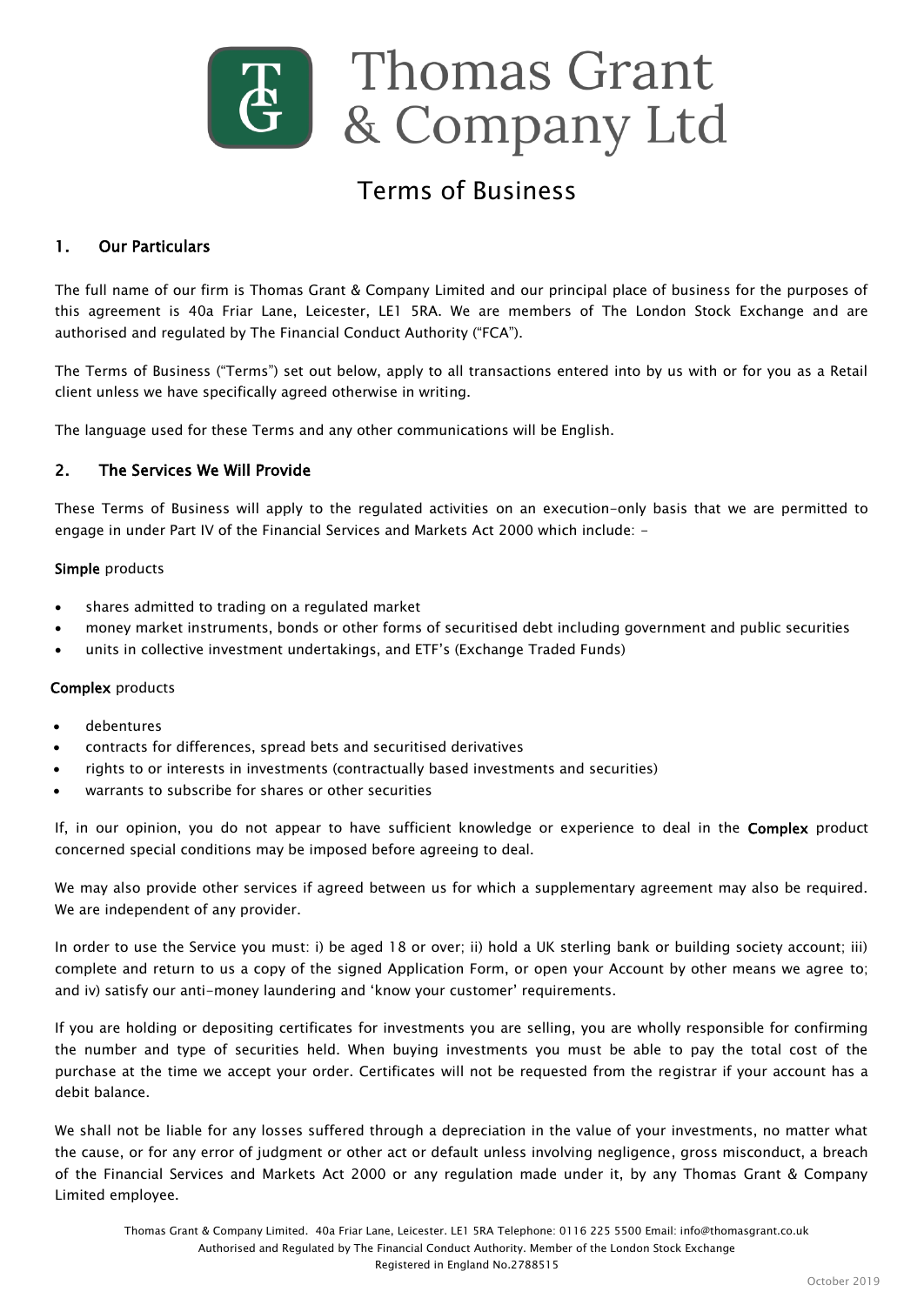# Thomas Grant & Company Ltd

## Terms of Business

### 1. Our Particulars

The full name of our firm is Thomas Grant & Company Limited and our principal place of business for the purposes of this agreement is 40a Friar Lane, Leicester, LE1 5RA. We are members of The London Stock Exchange and are authorised and regulated by The Financial Conduct Authority ("FCA").

The Terms of Business ("Terms") set out below, apply to all transactions entered into by us with or for you as a Retail client unless we have specifically agreed otherwise in writing.

The language used for these Terms and any other communications will be English.

### 2. The Services We Will Provide

These Terms of Business will apply to the regulated activities on an execution-only basis that we are permitted to engage in under Part IV of the Financial Services and Markets Act 2000 which include: -

**Simple** products

- shares admitted to trading on a regulated market
- money market instruments, bonds or other forms of securitised debt including government and public securities
- units in collective investment undertakings, and ETF's (Exchange Traded Funds)

**Complex** products

- debentures
- contracts for differences, spread bets and securitised derivatives
- rights to or interests in investments (contractually based investments and securities)
- warrants to subscribe for shares or other securities

If, in our opinion, you do not appear to have sufficient knowledge or experience to deal in the **Complex** product concerned special conditions may be imposed before agreeing to deal.

We may also provide other services if agreed between us for which a supplementary agreement may also be required. We are independent of any provider.

In order to use the Service you must: i) be aged 18 or over; ii) hold a UK sterling bank or building society account; iii) complete and return to us a copy of the signed Application Form, or open your Account by other means we agree to; and iv) satisfy our anti-money laundering and 'know your customer' requirements.

If you are holding or depositing certificates for investments you are selling, you are wholly responsible for confirming the number and type of securities held. When buying investments you must be able to pay the total cost of the purchase at the time we accept your order. Certificates will not be requested from the registrar if your account has a debit balance.

We shall not be liable for any losses suffered through a depreciation in the value of your investments, no matter what the cause, or for any error of judgment or other act or default unless involving negligence, gross misconduct, a breach of the Financial Services and Markets Act 2000 or any regulation made under it, by any Thomas Grant & Company Limited employee.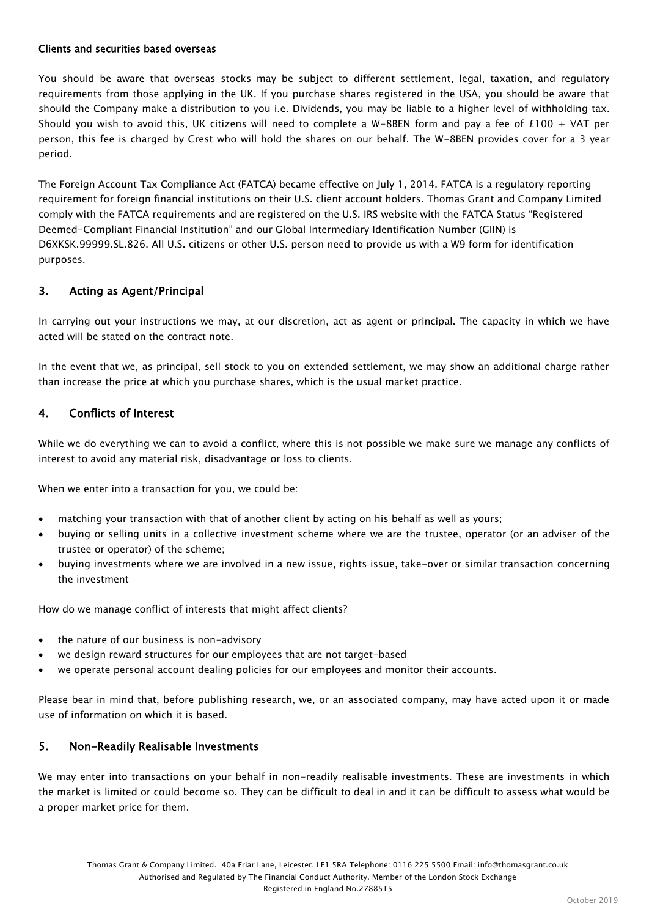**Clients and securities based overseas**

You should be aware that overseas stocks may be subject to different settlement, legal, taxation, and regulatory requirements from those applying in the UK. If you purchase shares registered in the USA, you should be aware that should the Company make a distribution to you i.e. Dividends, you may be liable to a higher level of withholding tax. Should you wish to avoid this, UK citizens will need to complete a W-8BEN form and pay a fee of £100 + VAT per person, this fee is charged by Crest who will hold the shares on our behalf. The W-8BEN provides cover for a 3 year period.

The Foreign Account Tax Compliance Act (FATCA) became effective on July 1, 2014. FATCA is a regulatory reporting requirement for foreign financial institutions on their U.S. client account holders. Thomas Grant and Company Limited comply with the FATCA requirements and are registered on the U.S. IRS website with the FATCA Status "Registered Deemed-Compliant Financial Institution" and our Global Intermediary Identification Number (GIIN) is D6XKSK.99999.SL.826. All U.S. citizens or other U.S. person need to provide us with a W9 form for identification purposes.

## 3. Acting as Agent/Principal

In carrying out your instructions we may, at our discretion, act as agent or principal. The capacity in which we have acted will be stated on the contract note.

In the event that we, as principal, sell stock to you on extended settlement, we may show an additional charge rather than increase the price at which you purchase shares, which is the usual market practice.

## 4. Conflicts of Interest

While we do everything we can to avoid a conflict, where this is not possible we make sure we manage any conflicts of interest to avoid any material risk, disadvantage or loss to clients.

When we enter into a transaction for you, we could be:

- matching your transaction with that of another client by acting on his behalf as well as yours;
- buying or selling units in a collective investment scheme where we are the trustee, operator (or an adviser of the trustee or operator) of the scheme;
- buying investments where we are involved in a new issue, rights issue, take-over or similar transaction concerning the investment

How do we manage conflict of interests that might affect clients?

- the nature of our business is non-advisory
- we design reward structures for our employees that are not target-based
- we operate personal account dealing policies for our employees and monitor their accounts.

Please bear in mind that, before publishing research, we, or an associated company, may have acted upon it or made use of information on which it is based.

## 5. Non-Readily Realisable Investments

We may enter into transactions on your behalf in non-readily realisable investments. These are investments in which the market is limited or could become so. They can be difficult to deal in and it can be difficult to assess what would be a proper market price for them.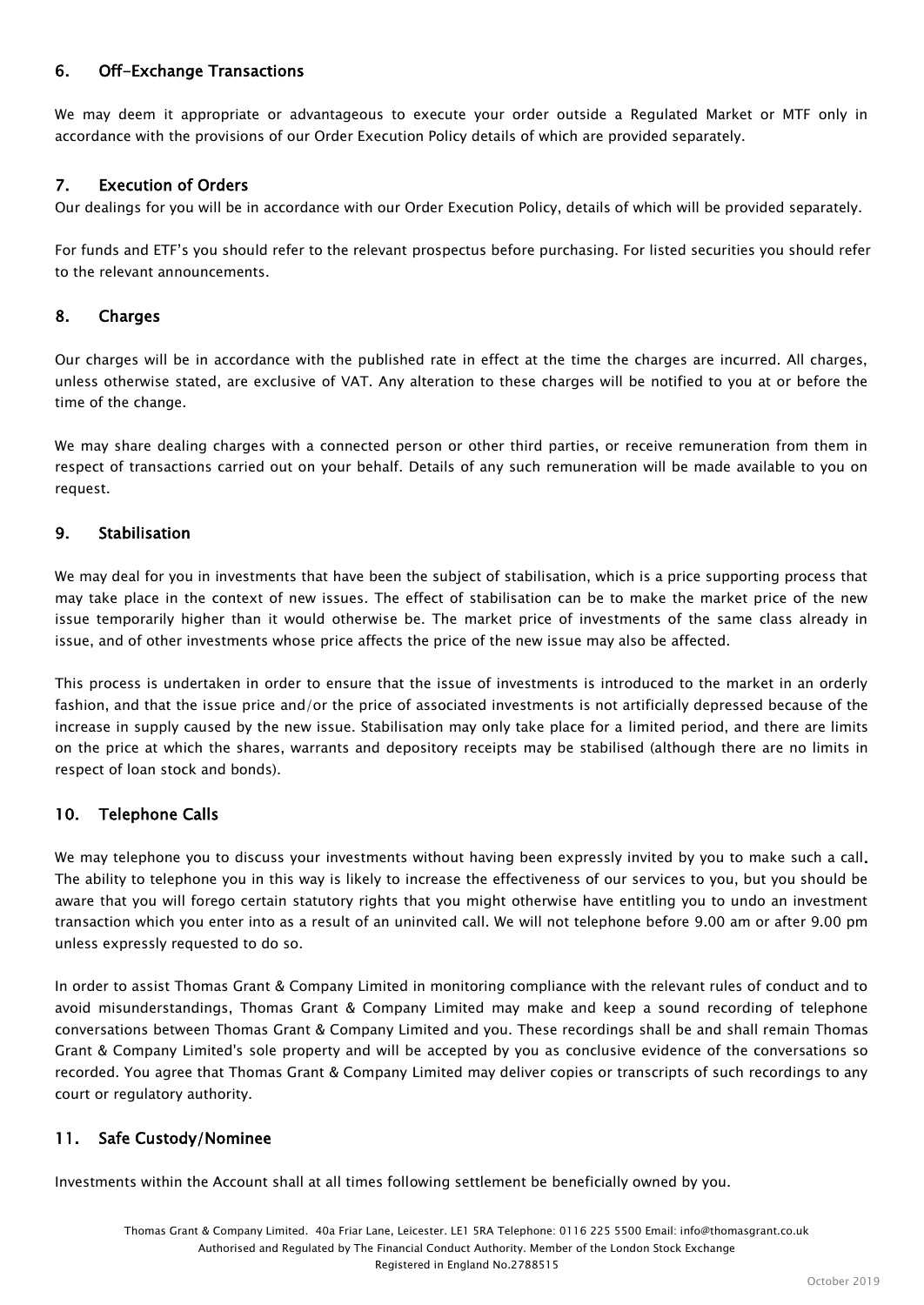## 6. Off-Exchange Transactions

We may deem it appropriate or advantageous to execute your order outside a Regulated Market or MTF only in accordance with the provisions of our Order Execution Policy details of which are provided separately.

## 7. Execution of Orders

Our dealings for you will be in accordance with our Order Execution Policy, details of which will be provided separately.

For funds and ETF's you should refer to the relevant prospectus before purchasing. For listed securities you should refer to the relevant announcements.

## 8. Charges

Our charges will be in accordance with the published rate in effect at the time the charges are incurred. All charges, unless otherwise stated, are exclusive of VAT. Any alteration to these charges will be notified to you at or before the time of the change.

We may share dealing charges with a connected person or other third parties, or receive remuneration from them in respect of transactions carried out on your behalf. Details of any such remuneration will be made available to you on request.

## 9. Stabilisation

We may deal for you in investments that have been the subject of stabilisation, which is a price supporting process that may take place in the context of new issues. The effect of stabilisation can be to make the market price of the new issue temporarily higher than it would otherwise be. The market price of investments of the same class already in issue, and of other investments whose price affects the price of the new issue may also be affected.

This process is undertaken in order to ensure that the issue of investments is introduced to the market in an orderly fashion, and that the issue price and/or the price of associated investments is not artificially depressed because of the increase in supply caused by the new issue. Stabilisation may only take place for a limited period, and there are limits on the price at which the shares, warrants and depository receipts may be stabilised (although there are no limits in respect of loan stock and bonds).

## 10. Telephone Calls

We may telephone you to discuss your investments without having been expressly invited by you to make such a call. The ability to telephone you in this way is likely to increase the effectiveness of our services to you, but you should be aware that you will forego certain statutory rights that you might otherwise have entitling you to undo an investment transaction which you enter into as a result of an uninvited call. We will not telephone before 9.00 am or after 9.00 pm unless expressly requested to do so.

In order to assist Thomas Grant & Company Limited in monitoring compliance with the relevant rules of conduct and to avoid misunderstandings, Thomas Grant & Company Limited may make and keep a sound recording of telephone conversations between Thomas Grant & Company Limited and you. These recordings shall be and shall remain Thomas Grant & Company Limited's sole property and will be accepted by you as conclusive evidence of the conversations so recorded. You agree that Thomas Grant & Company Limited may deliver copies or transcripts of such recordings to any court or regulatory authority.

## 11. Safe Custody/Nominee

Investments within the Account shall at all times following settlement be beneficially owned by you.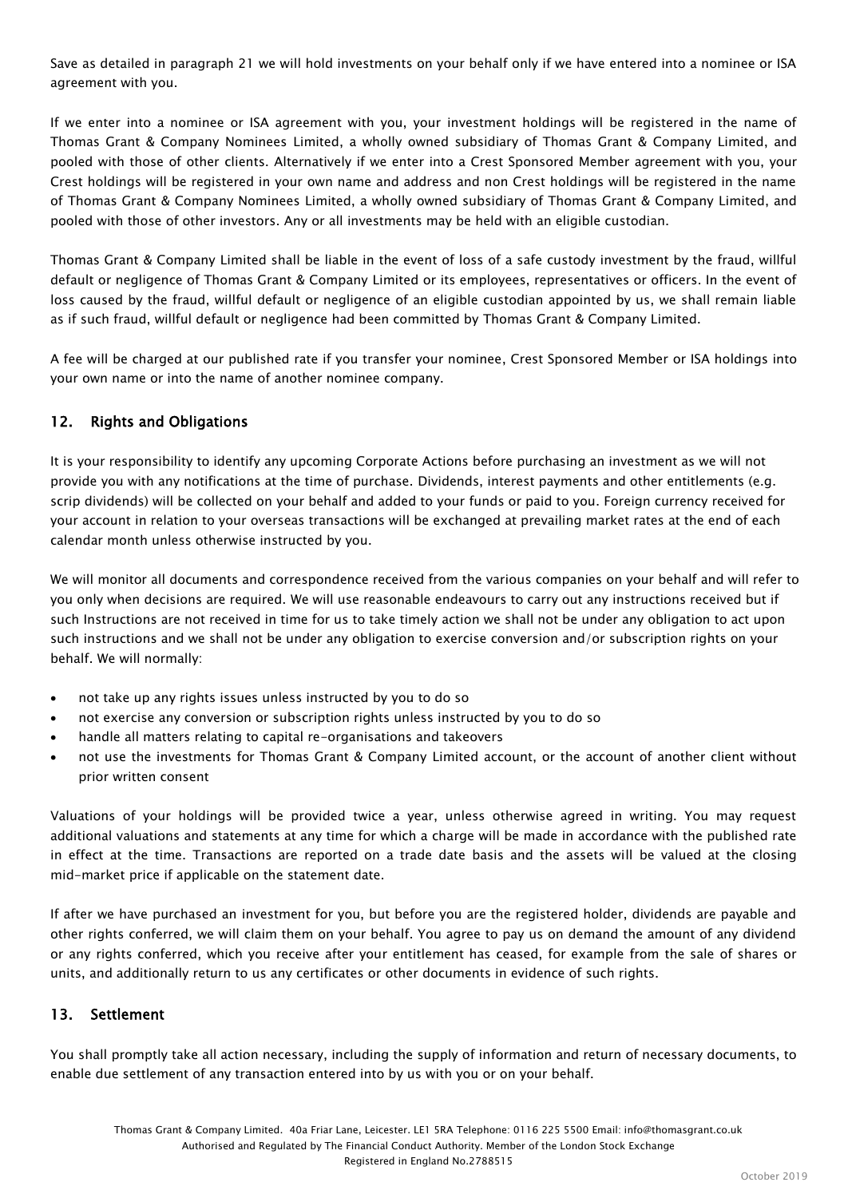Save as detailed in paragraph 21 we will hold investments on your behalf only if we have entered into a nominee or ISA agreement with you.

If we enter into a nominee or ISA agreement with you, your investment holdings will be registered in the name of Thomas Grant & Company Nominees Limited, a wholly owned subsidiary of Thomas Grant & Company Limited, and pooled with those of other clients. Alternatively if we enter into a Crest Sponsored Member agreement with you, your Crest holdings will be registered in your own name and address and non Crest holdings will be registered in the name of Thomas Grant & Company Nominees Limited, a wholly owned subsidiary of Thomas Grant & Company Limited, and pooled with those of other investors. Any or all investments may be held with an eligible custodian.

Thomas Grant & Company Limited shall be liable in the event of loss of a safe custody investment by the fraud, willful default or negligence of Thomas Grant & Company Limited or its employees, representatives or officers. In the event of loss caused by the fraud, willful default or negligence of an eligible custodian appointed by us, we shall remain liable as if such fraud, willful default or negligence had been committed by Thomas Grant & Company Limited.

A fee will be charged at our published rate if you transfer your nominee, Crest Sponsored Member or ISA holdings into your own name or into the name of another nominee company.

## 12. Rights and Obligations

It is your responsibility to identify any upcoming Corporate Actions before purchasing an investment as we will not provide you with any notifications at the time of purchase. Dividends, interest payments and other entitlements (e.g. scrip dividends) will be collected on your behalf and added to your funds or paid to you. Foreign currency received for your account in relation to your overseas transactions will be exchanged at prevailing market rates at the end of each calendar month unless otherwise instructed by you.

We will monitor all documents and correspondence received from the various companies on your behalf and will refer to you only when decisions are required. We will use reasonable endeavours to carry out any instructions received but if such Instructions are not received in time for us to take timely action we shall not be under any obligation to act upon such instructions and we shall not be under any obligation to exercise conversion and/or subscription rights on your behalf. We will normally:

- not take up any rights issues unless instructed by you to do so
- not exercise any conversion or subscription rights unless instructed by you to do so
- handle all matters relating to capital re-organisations and takeovers
- not use the investments for Thomas Grant & Company Limited account, or the account of another client without prior written consent

Valuations of your holdings will be provided twice a year, unless otherwise agreed in writing. You may request additional valuations and statements at any time for which a charge will be made in accordance with the published rate in effect at the time. Transactions are reported on a trade date basis and the assets will be valued at the closing mid-market price if applicable on the statement date.

If after we have purchased an investment for you, but before you are the registered holder, dividends are payable and other rights conferred, we will claim them on your behalf. You agree to pay us on demand the amount of any dividend or any rights conferred, which you receive after your entitlement has ceased, for example from the sale of shares or units, and additionally return to us any certificates or other documents in evidence of such rights.

## 13. Settlement

You shall promptly take all action necessary, including the supply of information and return of necessary documents, to enable due settlement of any transaction entered into by us with you or on your behalf.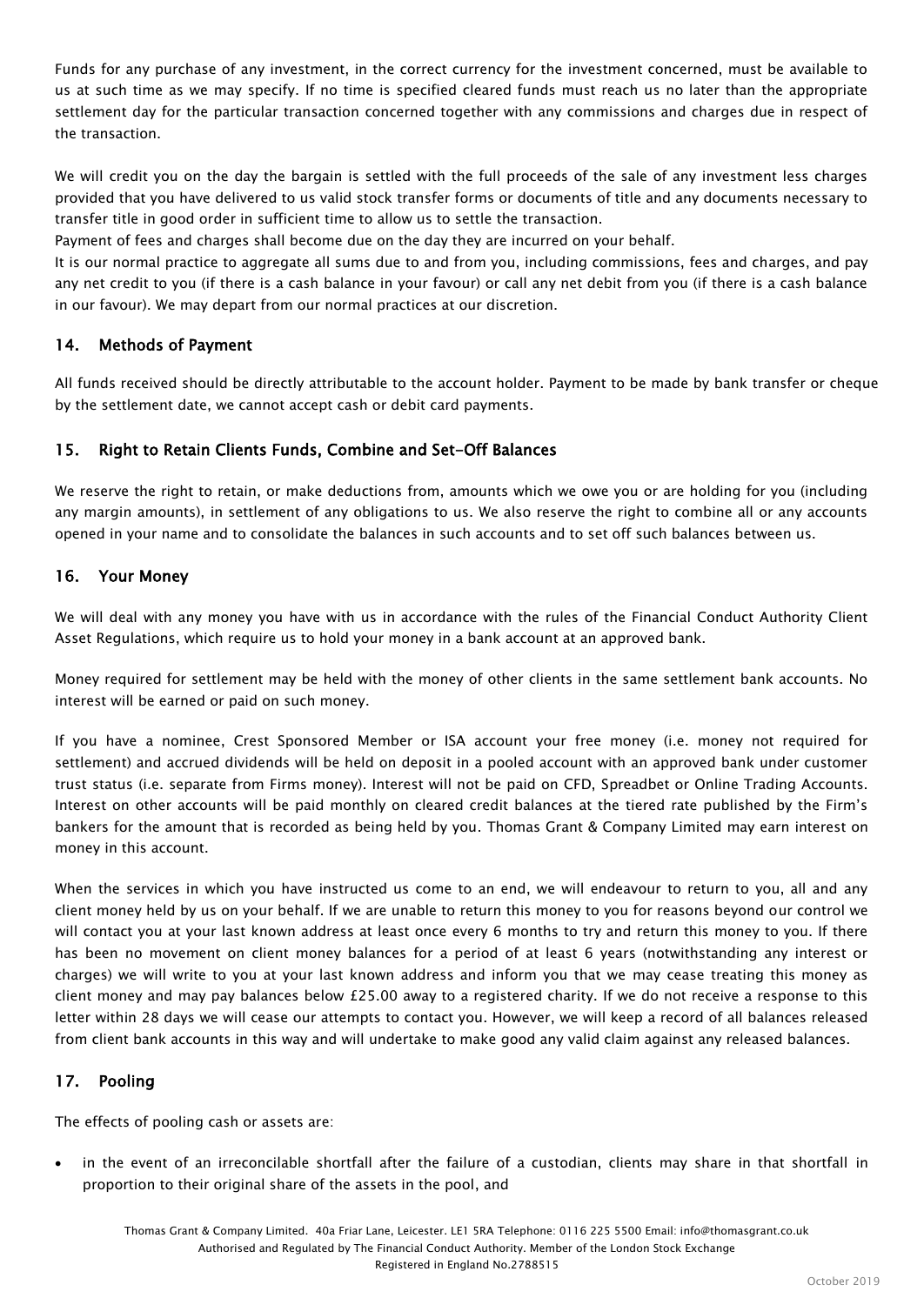Funds for any purchase of any investment, in the correct currency for the investment concerned, must be available to us at such time as we may specify. If no time is specified cleared funds must reach us no later than the appropriate settlement day for the particular transaction concerned together with any commissions and charges due in respect of the transaction.

We will credit you on the day the bargain is settled with the full proceeds of the sale of any investment less charges provided that you have delivered to us valid stock transfer forms or documents of title and any documents necessary to transfer title in good order in sufficient time to allow us to settle the transaction.

Payment of fees and charges shall become due on the day they are incurred on your behalf.

It is our normal practice to aggregate all sums due to and from you, including commissions, fees and charges, and pay any net credit to you (if there is a cash balance in your favour) or call any net debit from you (if there is a cash balance in our favour). We may depart from our normal practices at our discretion.

## 14. Methods of Payment

All funds received should be directly attributable to the account holder. Payment to be made by bank transfer or cheque by the settlement date, we cannot accept cash or debit card payments.

## 15. Right to Retain Clients Funds, Combine and Set-Off Balances

We reserve the right to retain, or make deductions from, amounts which we owe you or are holding for you (including any margin amounts), in settlement of any obligations to us. We also reserve the right to combine all or any accounts opened in your name and to consolidate the balances in such accounts and to set off such balances between us.

## 16. Your Money

We will deal with any money you have with us in accordance with the rules of the Financial Conduct Authority Client Asset Regulations, which require us to hold your money in a bank account at an approved bank.

Money required for settlement may be held with the money of other clients in the same settlement bank accounts. No interest will be earned or paid on such money.

If you have a nominee, Crest Sponsored Member or ISA account your free money (i.e. money not required for settlement) and accrued dividends will be held on deposit in a pooled account with an approved bank under customer trust status (i.e. separate from Firms money). Interest will not be paid on CFD, Spreadbet or Online Trading Accounts. Interest on other accounts will be paid monthly on cleared credit balances at the tiered rate published by the Firm's bankers for the amount that is recorded as being held by you. Thomas Grant & Company Limited may earn interest on money in this account.

When the services in which you have instructed us come to an end, we will endeavour to return to you, all and any client money held by us on your behalf. If we are unable to return this money to you for reasons beyond our control we will contact you at your last known address at least once every 6 months to try and return this money to you. If there has been no movement on client money balances for a period of at least 6 years (notwithstanding any interest or charges) we will write to you at your last known address and inform you that we may cease treating this money as client money and may pay balances below £25.00 away to a registered charity. If we do not receive a response to this letter within 28 days we will cease our attempts to contact you. However, we will keep a record of all balances released from client bank accounts in this way and will undertake to make good any valid claim against any released balances.

## 17. Pooling

The effects of pooling cash or assets are:

- in the event of an irreconcilable shortfall after the failure of a custodian, clients may share in that shortfall in proportion to their original share of the assets in the pool, and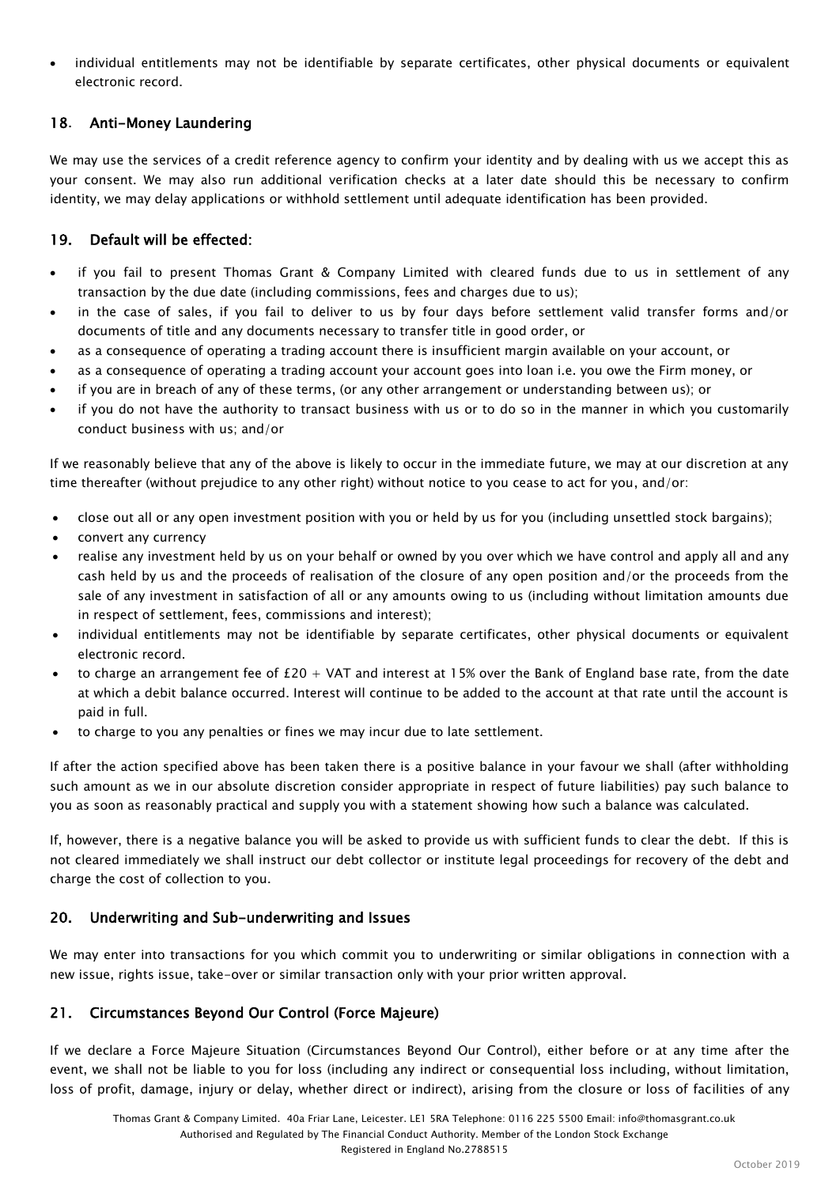- individual entitlements may not be identifiable by separate certificates, other physical documents or equivalent electronic record.

## 18. Anti-Money Laundering

We may use the services of a credit reference agency to confirm your identity and by dealing with us we accept this as your consent. We may also run additional verification checks at a later date should this be necessary to confirm identity, we may delay applications or withhold settlement until adequate identification has been provided.

## 19. Default will be effected:

- if you fail to present Thomas Grant & Company Limited with cleared funds due to us in settlement of any transaction by the due date (including commissions, fees and charges due to us);
- in the case of sales, if you fail to deliver to us by four days before settlement valid transfer forms and/or documents of title and any documents necessary to transfer title in good order, or
- as a consequence of operating a trading account there is insufficient margin available on your account, or
- as a consequence of operating a trading account your account goes into loan i.e. you owe the Firm money, or
- if you are in breach of any of these terms, (or any other arrangement or understanding between us); or
- if you do not have the authority to transact business with us or to do so in the manner in which you customarily conduct business with us; and/or

If we reasonably believe that any of the above is likely to occur in the immediate future, we may at our discretion at any time thereafter (without prejudice to any other right) without notice to you cease to act for you, and/or:

- close out all or any open investment position with you or held by us for you (including unsettled stock bargains);
- convert any currency
- realise any investment held by us on your behalf or owned by you over which we have control and apply all and any cash held by us and the proceeds of realisation of the closure of any open position and/or the proceeds from the sale of any investment in satisfaction of all or any amounts owing to us (including without limitation amounts due in respect of settlement, fees, commissions and interest);
- individual entitlements may not be identifiable by separate certificates, other physical documents or equivalent electronic record.
- to charge an arrangement fee of £20 + VAT and interest at 15% over the Bank of England base rate, from the date at which a debit balance occurred. Interest will continue to be added to the account at that rate until the account is paid in full.
- to charge to you any penalties or fines we may incur due to late settlement.

If after the action specified above has been taken there is a positive balance in your favour we shall (after withholding such amount as we in our absolute discretion consider appropriate in respect of future liabilities) pay such balance to you as soon as reasonably practical and supply you with a statement showing how such a balance was calculated.

If, however, there is a negative balance you will be asked to provide us with sufficient funds to clear the debt. If this is not cleared immediately we shall instruct our debt collector or institute legal proceedings for recovery of the debt and charge the cost of collection to you.

## 20. Underwriting and Sub-underwriting and Issues

We may enter into transactions for you which commit you to underwriting or similar obligations in connection with a new issue, rights issue, take-over or similar transaction only with your prior written approval.

## 21. Circumstances Beyond Our Control (Force Majeure)

If we declare a Force Majeure Situation (Circumstances Beyond Our Control), either before or at any time after the event, we shall not be liable to you for loss (including any indirect or consequential loss including, without limitation, loss of profit, damage, injury or delay, whether direct or indirect), arising from the closure or loss of facilities of any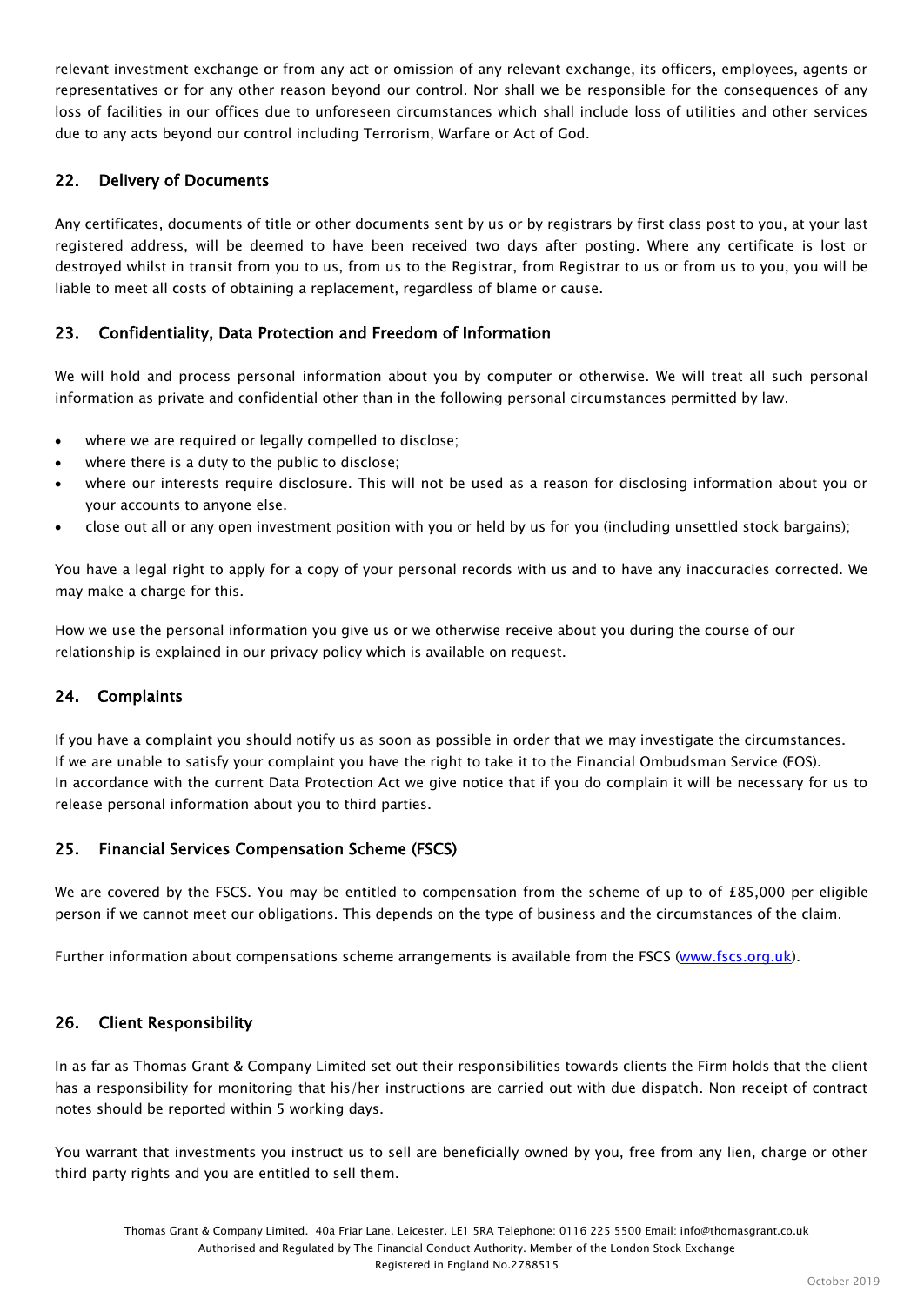relevant investment exchange or from any act or omission of any relevant exchange, its officers, employees, agents or representatives or for any other reason beyond our control. Nor shall we be responsible for the consequences of any loss of facilities in our offices due to unforeseen circumstances which shall include loss of utilities and other services due to any acts beyond our control including Terrorism, Warfare or Act of God.

## 22. Delivery of Documents

Any certificates, documents of title or other documents sent by us or by registrars by first class post to you, at your last registered address, will be deemed to have been received two days after posting. Where any certificate is lost or destroyed whilst in transit from you to us, from us to the Registrar, from Registrar to us or from us to you, you will be liable to meet all costs of obtaining a replacement, regardless of blame or cause.

## 23. Confidentiality, Data Protection and Freedom of Information

We will hold and process personal information about you by computer or otherwise. We will treat all such personal information as private and confidential other than in the following personal circumstances permitted by law.

- where we are required or legally compelled to disclose;
- where there is a duty to the public to disclose;
- where our interests require disclosure. This will not be used as a reason for disclosing information about you or your accounts to anyone else.
- close out all or any open investment position with you or held by us for you (including unsettled stock bargains);

You have a legal right to apply for a copy of your personal records with us and to have any inaccuracies corrected. We may make a charge for this.

How we use the personal information you give us or we otherwise receive about you during the course of our relationship is explained in our privacy policy which is available on request.

## 24. Complaints

If you have a complaint you should notify us as soon as possible in order that we may investigate the circumstances. If we are unable to satisfy your complaint you have the right to take it to the Financial Ombudsman Service (FOS). In accordance with the current Data Protection Act we give notice that if you do complain it will be necessary for us to release personal information about you to third parties.

## 25. Financial Services Compensation Scheme (FSCS)

We are covered by the FSCS. You may be entitled to compensation from the scheme of up to of £85,000 per eligible person if we cannot meet our obligations. This depends on the type of business and the circumstances of the claim.

Further information about compensations scheme arrangements is available from the FSCS (www.fscs.org.uk).

## 26. Client Responsibility

In as far as Thomas Grant & Company Limited set out their responsibilities towards clients the Firm holds that the client has a responsibility for monitoring that his/her instructions are carried out with due dispatch. Non receipt of contract notes should be reported within 5 working days.

You warrant that investments you instruct us to sell are beneficially owned by you, free from any lien, charge or other third party rights and you are entitled to sell them.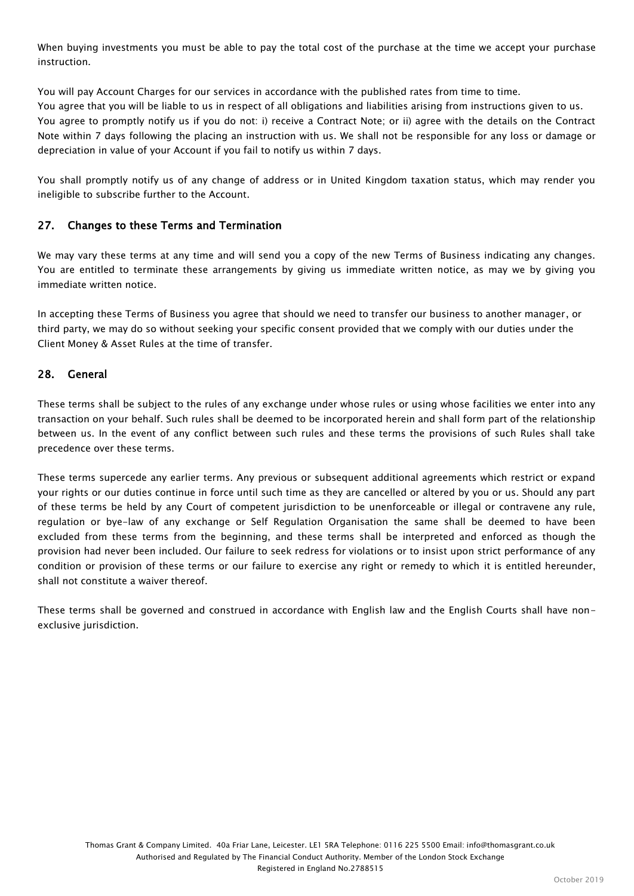When buying investments you must be able to pay the total cost of the purchase at the time we accept your purchase instruction.

You will pay Account Charges for our services in accordance with the published rates from time to time.
You agree that you will be liable to us in respect of all obligations and liabilities arising from instructions given to us.
You agree to promptly notify us if you do not: i) receive a Contract Note; or ii) agree with the details on the Contract Note within 7 days following the placing an instruction with us. We shall not be responsible for any loss or damage or depreciation in value of your Account if you fail to notify us within 7 days.

You shall promptly notify us of any change of address or in United Kingdom taxation status, which may render you ineligible to subscribe further to the Account.

## 27. Changes to these Terms and Termination

We may vary these terms at any time and will send you a copy of the new Terms of Business indicating any changes. You are entitled to terminate these arrangements by giving us immediate written notice, as may we by giving you immediate written notice.

In accepting these Terms of Business you agree that should we need to transfer our business to another manager, or third party, we may do so without seeking your specific consent provided that we comply with our duties under the Client Money & Asset Rules at the time of transfer.

## 28. General

These terms shall be subject to the rules of any exchange under whose rules or using whose facilities we enter into any transaction on your behalf. Such rules shall be deemed to be incorporated herein and shall form part of the relationship between us. In the event of any conflict between such rules and these terms the provisions of such Rules shall take precedence over these terms.

These terms supercede any earlier terms. Any previous or subsequent additional agreements which restrict or expand your rights or our duties continue in force until such time as they are cancelled or altered by you or us. Should any part of these terms be held by any Court of competent jurisdiction to be unenforceable or illegal or contravene any rule, regulation or bye-law of any exchange or Self Regulation Organisation the same shall be deemed to have been excluded from these terms from the beginning, and these terms shall be interpreted and enforced as though the provision had never been included. Our failure to seek redress for violations or to insist upon strict performance of any condition or provision of these terms or our failure to exercise any right or remedy to which it is entitled hereunder, shall not constitute a waiver thereof.

These terms shall be governed and construed in accordance with English law and the English Courts shall have non-exclusive jurisdiction.